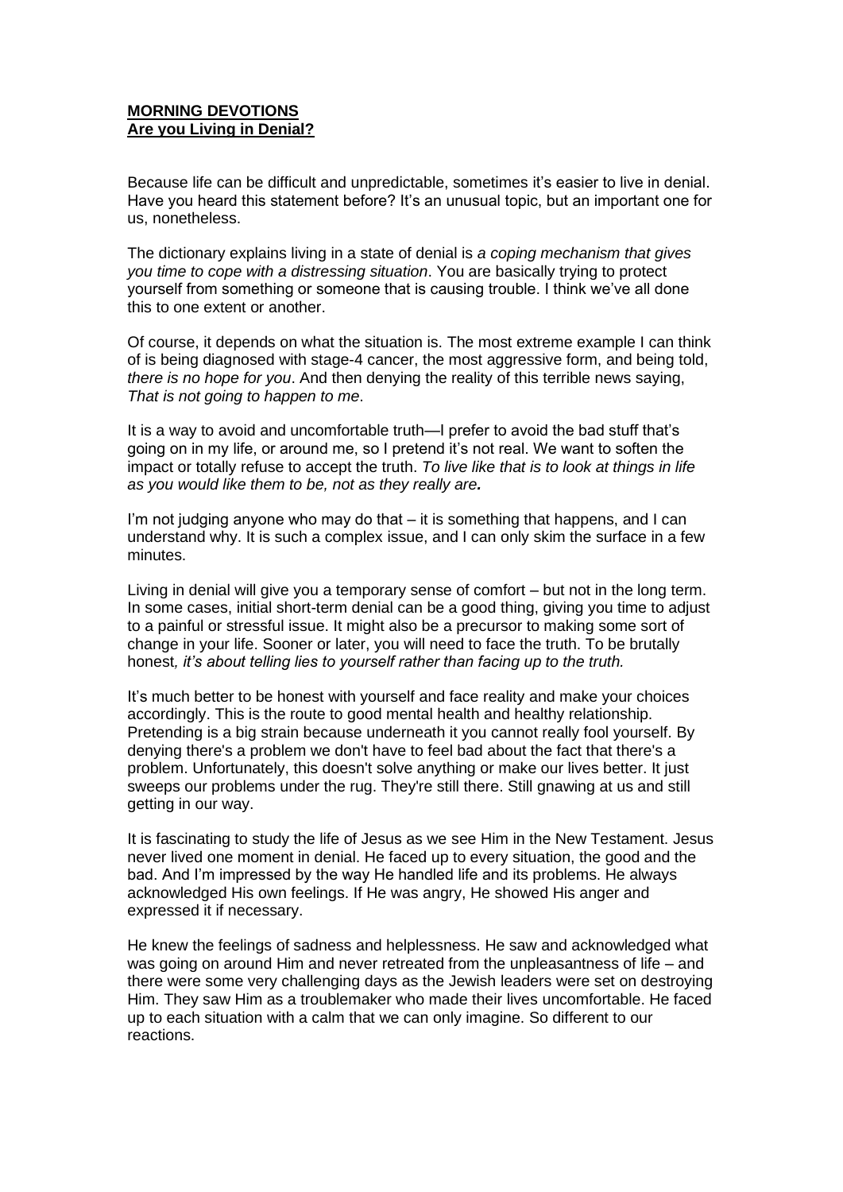**MORNING DEVOTIONS**
**Are you Living in Denial?**

Because life can be difficult and unpredictable, sometimes it's easier to live in denial. Have you heard this statement before? It's an unusual topic, but an important one for us, nonetheless.

The dictionary explains living in a state of denial is *a coping mechanism that gives you time to cope with a distressing situation*. You are basically trying to protect yourself from something or someone that is causing trouble. I think we've all done this to one extent or another.

Of course, it depends on what the situation is. The most extreme example I can think of is being diagnosed with stage-4 cancer, the most aggressive form, and being told, *there is no hope for you*. And then denying the reality of this terrible news saying, *That is not going to happen to me*.

It is a way to avoid and uncomfortable truth—I prefer to avoid the bad stuff that's going on in my life, or around me, so I pretend it's not real. We want to soften the impact or totally refuse to accept the truth. *To live like that is to look at things in life as you would like them to be, not as they really are.*

I'm not judging anyone who may do that – it is something that happens, and I can understand why. It is such a complex issue, and I can only skim the surface in a few minutes.

Living in denial will give you a temporary sense of comfort – but not in the long term. In some cases, initial short-term denial can be a good thing, giving you time to adjust to a painful or stressful issue. It might also be a precursor to making some sort of change in your life. Sooner or later, you will need to face the truth. To be brutally honest, *it's about telling lies to yourself rather than facing up to the truth.*

It's much better to be honest with yourself and face reality and make your choices accordingly. This is the route to good mental health and healthy relationship. Pretending is a big strain because underneath it you cannot really fool yourself. By denying there's a problem we don't have to feel bad about the fact that there's a problem. Unfortunately, this doesn't solve anything or make our lives better. It just sweeps our problems under the rug. They're still there. Still gnawing at us and still getting in our way.

It is fascinating to study the life of Jesus as we see Him in the New Testament. Jesus never lived one moment in denial. He faced up to every situation, the good and the bad. And I'm impressed by the way He handled life and its problems. He always acknowledged His own feelings. If He was angry, He showed His anger and expressed it if necessary.

He knew the feelings of sadness and helplessness. He saw and acknowledged what was going on around Him and never retreated from the unpleasantness of life – and there were some very challenging days as the Jewish leaders were set on destroying Him. They saw Him as a troublemaker who made their lives uncomfortable. He faced up to each situation with a calm that we can only imagine. So different to our reactions.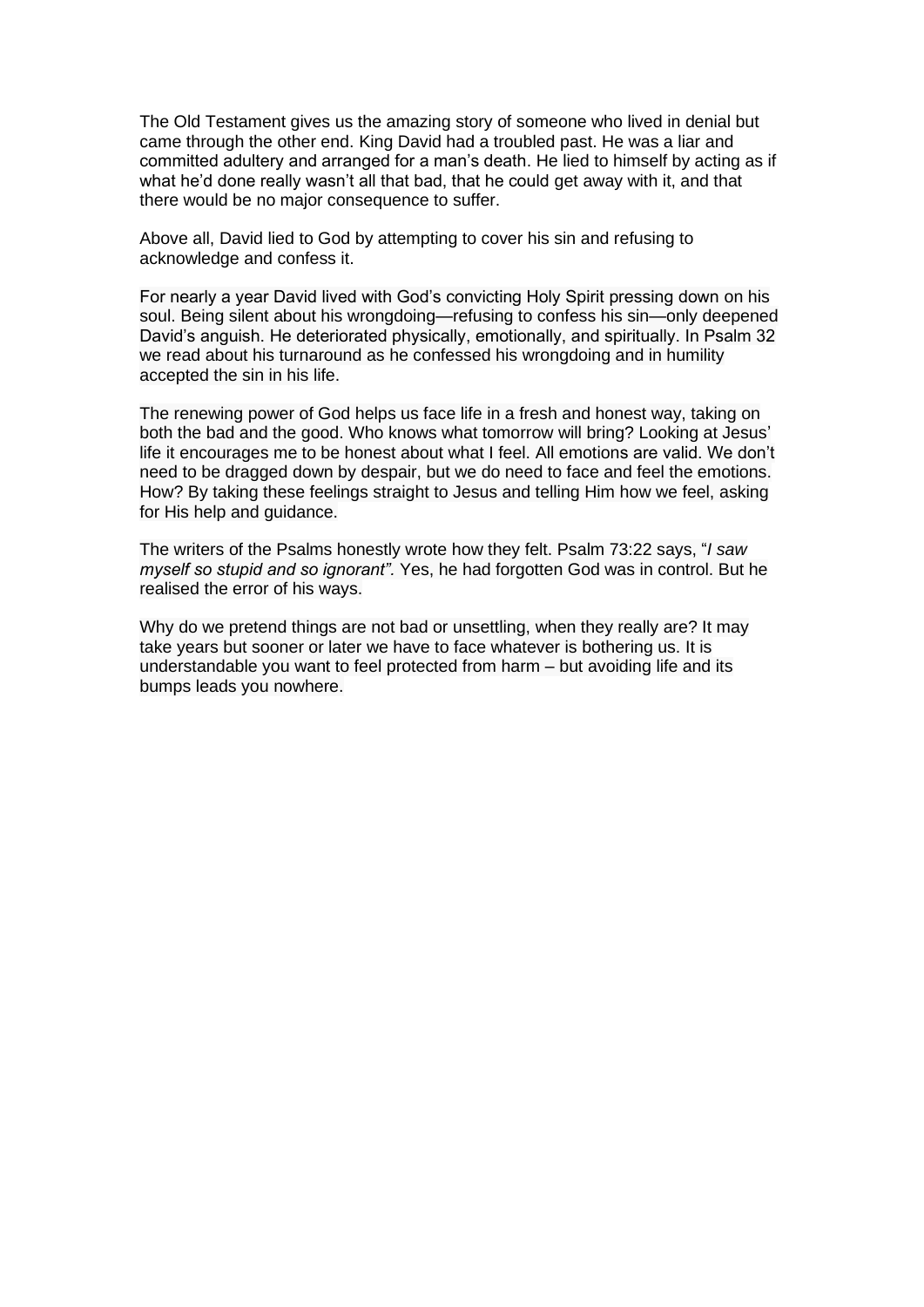The Old Testament gives us the amazing story of someone who lived in denial but came through the other end. King David had a troubled past. He was a liar and committed adultery and arranged for a man's death. He lied to himself by acting as if what he'd done really wasn't all that bad, that he could get away with it, and that there would be no major consequence to suffer.

Above all, David lied to God by attempting to cover his sin and refusing to acknowledge and confess it.

For nearly a year David lived with God's convicting Holy Spirit pressing down on his soul. Being silent about his wrongdoing—refusing to confess his sin—only deepened David's anguish. He deteriorated physically, emotionally, and spiritually. In Psalm 32 we read about his turnaround as he confessed his wrongdoing and in humility accepted the sin in his life.

The renewing power of God helps us face life in a fresh and honest way, taking on both the bad and the good. Who knows what tomorrow will bring? Looking at Jesus' life it encourages me to be honest about what I feel. All emotions are valid. We don't need to be dragged down by despair, but we do need to face and feel the emotions. How? By taking these feelings straight to Jesus and telling Him how we feel, asking for His help and guidance.

The writers of the Psalms honestly wrote how they felt. Psalm 73:22 says, "*I saw myself so stupid and so ignorant".* Yes, he had forgotten God was in control. But he realised the error of his ways.

Why do we pretend things are not bad or unsettling, when they really are? It may take years but sooner or later we have to face whatever is bothering us. It is understandable you want to feel protected from harm – but avoiding life and its bumps leads you nowhere.